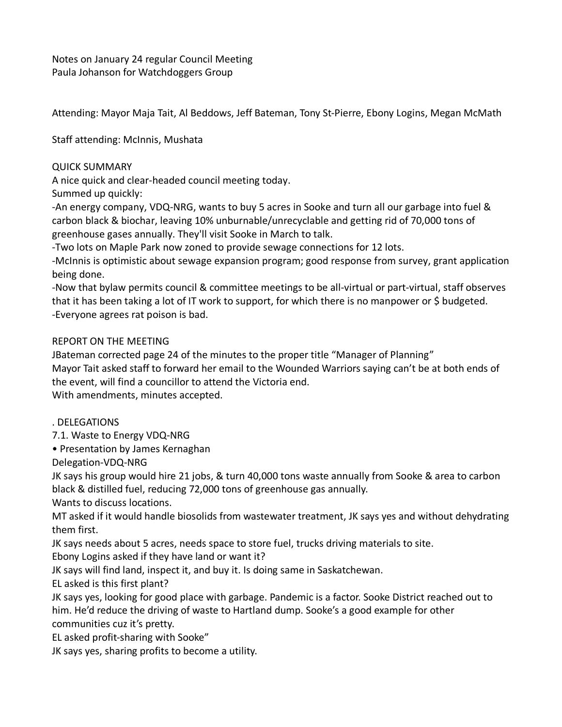Notes on January 24 regular Council Meeting
Paula Johanson for Watchdoggers Group

Attending: Mayor Maja Tait, Al Beddows, Jeff Bateman, Tony St-Pierre, Ebony Logins, Megan McMath

Staff attending: McInnis, Mushata

QUICK SUMMARY

A nice quick and clear-headed council meeting today.

Summed up quickly:

-An energy company, VDQ-NRG, wants to buy 5 acres in Sooke and turn all our garbage into fuel & carbon black & biochar, leaving 10% unburnable/unrecyclable and getting rid of 70,000 tons of greenhouse gases annually. They'll visit Sooke in March to talk.

-Two lots on Maple Park now zoned to provide sewage connections for 12 lots.

-McInnis is optimistic about sewage expansion program; good response from survey, grant application being done.

-Now that bylaw permits council & committee meetings to be all-virtual or part-virtual, staff observes that it has been taking a lot of IT work to support, for which there is no manpower or $ budgeted.

-Everyone agrees rat poison is bad.

REPORT ON THE MEETING

JBateman corrected page 24 of the minutes to the proper title "Manager of Planning"

Mayor Tait asked staff to forward her email to the Wounded Warriors saying can't be at both ends of the event, will find a councillor to attend the Victoria end.

With amendments, minutes accepted.

. DELEGATIONS

7.1. Waste to Energy VDQ-NRG

• Presentation by James Kernaghan

Delegation-VDQ-NRG

JK says his group would hire 21 jobs, & turn 40,000 tons waste annually from Sooke & area to carbon black & distilled fuel, reducing 72,000 tons of greenhouse gas annually.

Wants to discuss locations.

MT asked if it would handle biosolids from wastewater treatment, JK says yes and without dehydrating them first.

JK says needs about 5 acres, needs space to store fuel, trucks driving materials to site.

Ebony Logins asked if they have land or want it?

JK says will find land, inspect it, and buy it. Is doing same in Saskatchewan.

EL asked is this first plant?

JK says yes, looking for good place with garbage. Pandemic is a factor. Sooke District reached out to him. He'd reduce the driving of waste to Hartland dump. Sooke's a good example for other communities cuz it's pretty.

EL asked profit-sharing with Sooke"

JK says yes, sharing profits to become a utility.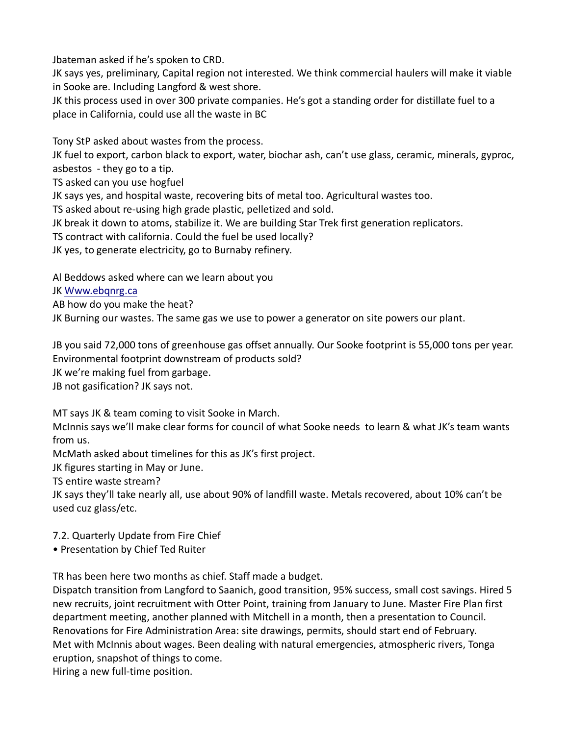Jbateman asked if he's spoken to CRD.

JK says yes, preliminary, Capital region not interested. We think commercial haulers will make it viable in Sooke are. Including Langford & west shore.

JK this process used in over 300 private companies. He's got a standing order for distillate fuel to a place in California, could use all the waste in BC

Tony StP asked about wastes from the process.

JK fuel to export, carbon black to export, water, biochar ash, can't use glass, ceramic, minerals, gyproc, asbestos - they go to a tip.

TS asked can you use hogfuel

JK says yes, and hospital waste, recovering bits of metal too. Agricultural wastes too.

TS asked about re-using high grade plastic, pelletized and sold.

JK break it down to atoms, stabilize it. We are building Star Trek first generation replicators.

TS contract with california. Could the fuel be used locally?

JK yes, to generate electricity, go to Burnaby refinery.

Al Beddows asked where can we learn about you

JK [Www.ebqnrg.ca](http://Www.ebqnrg.ca)

AB how do you make the heat?

JK Burning our wastes. The same gas we use to power a generator on site powers our plant.

JB you said 72,000 tons of greenhouse gas offset annually. Our Sooke footprint is 55,000 tons per year. Environmental footprint downstream of products sold?

JK we're making fuel from garbage.

JB not gasification? JK says not.

MT says JK & team coming to visit Sooke in March.

McInnis says we'll make clear forms for council of what Sooke needs to learn & what JK's team wants from us.

McMath asked about timelines for this as JK's first project.

JK figures starting in May or June.

TS entire waste stream?

JK says they'll take nearly all, use about 90% of landfill waste. Metals recovered, about 10% can't be used cuz glass/etc.

7.2. Quarterly Update from Fire Chief

• Presentation by Chief Ted Ruiter

TR has been here two months as chief. Staff made a budget.

Dispatch transition from Langford to Saanich, good transition, 95% success, small cost savings. Hired 5 new recruits, joint recruitment with Otter Point, training from January to June. Master Fire Plan first department meeting, another planned with Mitchell in a month, then a presentation to Council. Renovations for Fire Administration Area: site drawings, permits, should start end of February. Met with McInnis about wages. Been dealing with natural emergencies, atmospheric rivers, Tonga eruption, snapshot of things to come.

Hiring a new full-time position.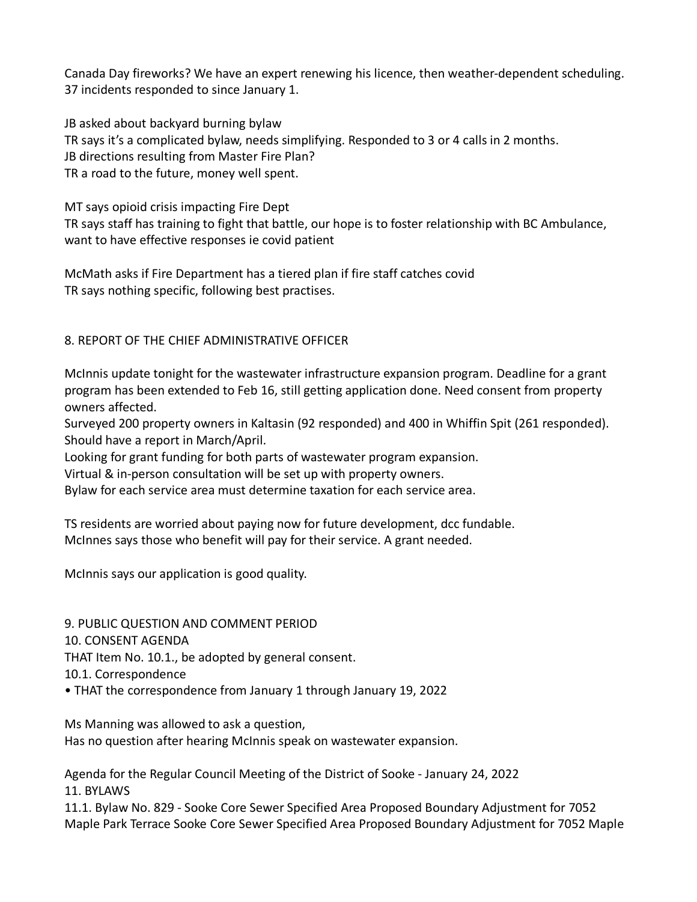Canada Day fireworks? We have an expert renewing his licence, then weather-dependent scheduling. 37 incidents responded to since January 1.

JB asked about backyard burning bylaw
TR says it's a complicated bylaw, needs simplifying. Responded to 3 or 4 calls in 2 months.
JB directions resulting from Master Fire Plan?
TR a road to the future, money well spent.

MT says opioid crisis impacting Fire Dept
TR says staff has training to fight that battle, our hope is to foster relationship with BC Ambulance, want to have effective responses ie covid patient

McMath asks if Fire Department has a tiered plan if fire staff catches covid
TR says nothing specific, following best practises.

8. REPORT OF THE CHIEF ADMINISTRATIVE OFFICER

McInnis update tonight for the wastewater infrastructure expansion program. Deadline for a grant program has been extended to Feb 16, still getting application done. Need consent from property owners affected.
Surveyed 200 property owners in Kaltasin (92 responded) and 400 in Whiffin Spit (261 responded). Should have a report in March/April.
Looking for grant funding for both parts of wastewater program expansion.
Virtual & in-person consultation will be set up with property owners.
Bylaw for each service area must determine taxation for each service area.

TS residents are worried about paying now for future development, dcc fundable.
McInnes says those who benefit will pay for their service. A grant needed.

McInnis says our application is good quality.

9. PUBLIC QUESTION AND COMMENT PERIOD
10. CONSENT AGENDA
THAT Item No. 10.1., be adopted by general consent.
10.1. Correspondence
• THAT the correspondence from January 1 through January 19, 2022

Ms Manning was allowed to ask a question,
Has no question after hearing McInnis speak on wastewater expansion.

Agenda for the Regular Council Meeting of the District of Sooke - January 24, 2022
11. BYLAWS
11.1. Bylaw No. 829 - Sooke Core Sewer Specified Area Proposed Boundary Adjustment for 7052 Maple Park Terrace Sooke Core Sewer Specified Area Proposed Boundary Adjustment for 7052 Maple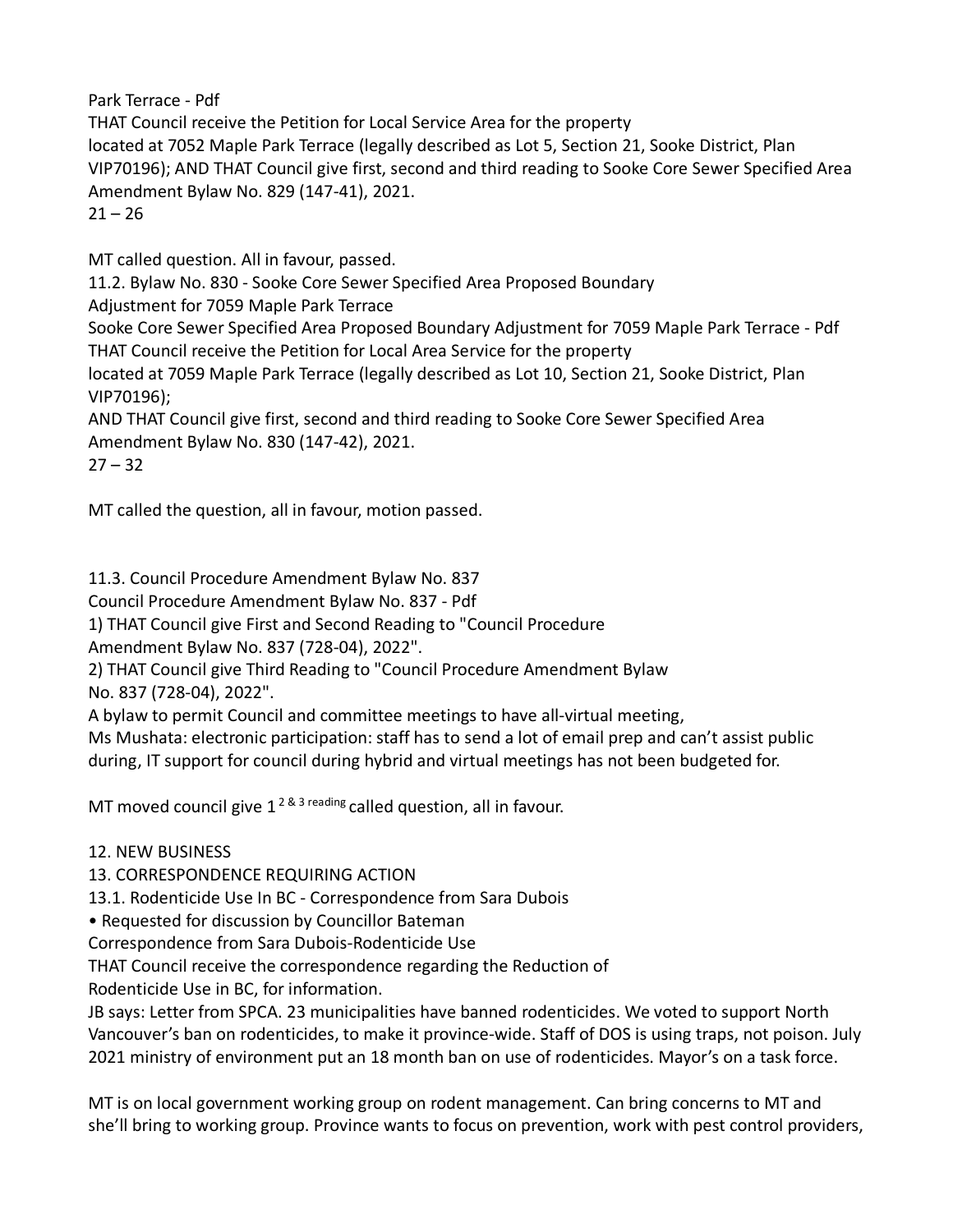Park Terrace - Pdf

THAT Council receive the Petition for Local Service Area for the property located at 7052 Maple Park Terrace (legally described as Lot 5, Section 21, Sooke District, Plan VIP70196); AND THAT Council give first, second and third reading to Sooke Core Sewer Specified Area Amendment Bylaw No. 829 (147-41), 2021.

21 – 26

MT called question. All in favour, passed.

11.2. Bylaw No. 830 - Sooke Core Sewer Specified Area Proposed Boundary Adjustment for 7059 Maple Park Terrace

Sooke Core Sewer Specified Area Proposed Boundary Adjustment for 7059 Maple Park Terrace - Pdf

THAT Council receive the Petition for Local Area Service for the property located at 7059 Maple Park Terrace (legally described as Lot 10, Section 21, Sooke District, Plan VIP70196);

AND THAT Council give first, second and third reading to Sooke Core Sewer Specified Area Amendment Bylaw No. 830 (147-42), 2021.

27 – 32

MT called the question, all in favour, motion passed.

11.3. Council Procedure Amendment Bylaw No. 837

Council Procedure Amendment Bylaw No. 837 - Pdf

1) THAT Council give First and Second Reading to "Council Procedure Amendment Bylaw No. 837 (728-04), 2022".

2) THAT Council give Third Reading to "Council Procedure Amendment Bylaw No. 837 (728-04), 2022".

A bylaw to permit Council and committee meetings to have all-virtual meeting,

Ms Mushata: electronic participation: staff has to send a lot of email prep and can't assist public during, IT support for council during hybrid and virtual meetings has not been budgeted for.

MT moved council give 1 [2 & 3 reading] called question, all in favour.

12. NEW BUSINESS

13. CORRESPONDENCE REQUIRING ACTION

13.1. Rodenticide Use In BC - Correspondence from Sara Dubois

- Requested for discussion by Councillor Bateman

Correspondence from Sara Dubois-Rodenticide Use

THAT Council receive the correspondence regarding the Reduction of Rodenticide Use in BC, for information.

JB says: Letter from SPCA. 23 municipalities have banned rodenticides. We voted to support North Vancouver's ban on rodenticides, to make it province-wide. Staff of DOS is using traps, not poison. July 2021 ministry of environment put an 18 month ban on use of rodenticides. Mayor's on a task force.

MT is on local government working group on rodent management. Can bring concerns to MT and she'll bring to working group. Province wants to focus on prevention, work with pest control providers,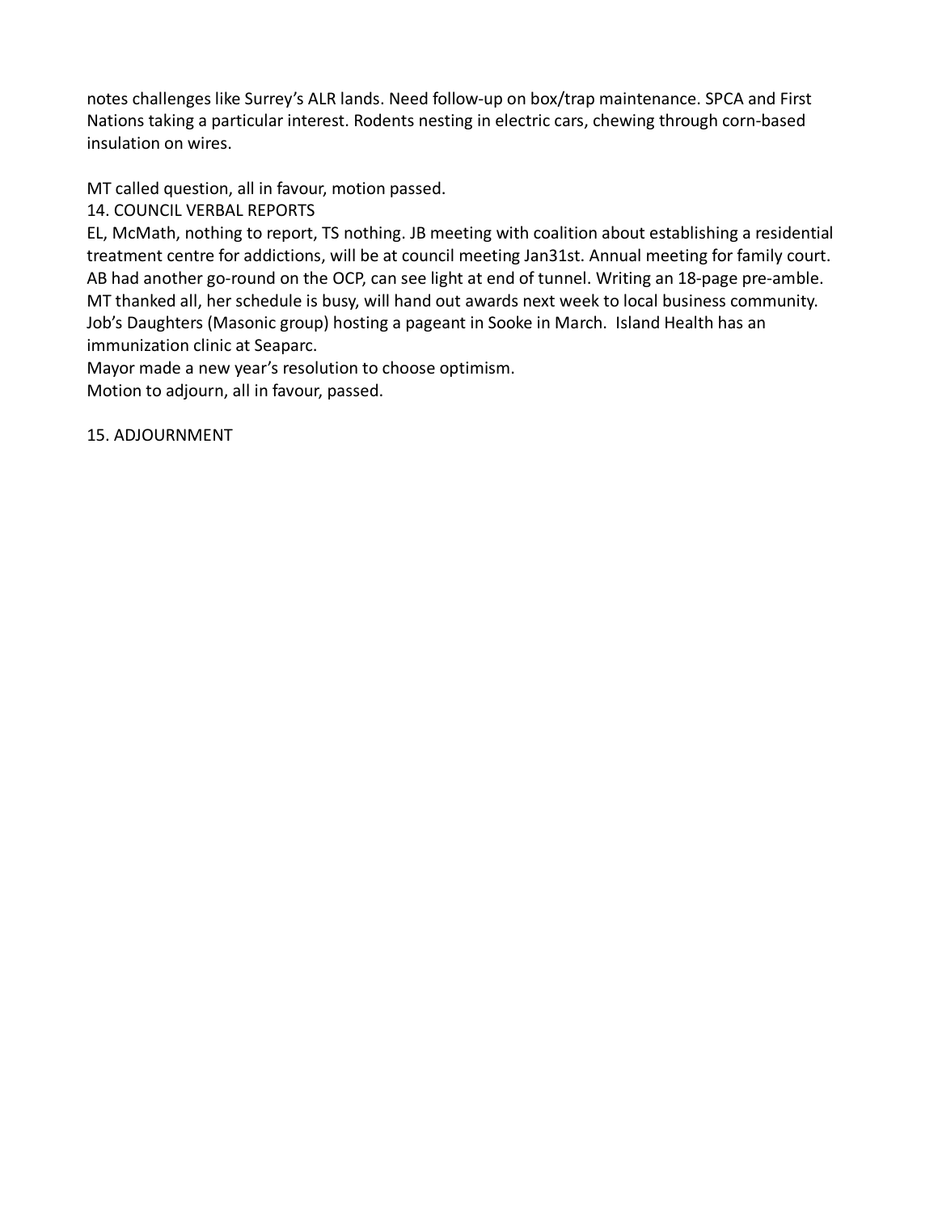notes challenges like Surrey's ALR lands. Need follow-up on box/trap maintenance. SPCA and First Nations taking a particular interest. Rodents nesting in electric cars, chewing through corn-based insulation on wires.

MT called question, all in favour, motion passed.

14. COUNCIL VERBAL REPORTS

EL, McMath, nothing to report, TS nothing. JB meeting with coalition about establishing a residential treatment centre for addictions, will be at council meeting Jan31st. Annual meeting for family court. AB had another go-round on the OCP, can see light at end of tunnel. Writing an 18-page pre-amble. MT thanked all, her schedule is busy, will hand out awards next week to local business community. Job's Daughters (Masonic group) hosting a pageant in Sooke in March. Island Health has an immunization clinic at Seaparc.

Mayor made a new year's resolution to choose optimism.

Motion to adjourn, all in favour, passed.

15. ADJOURNMENT